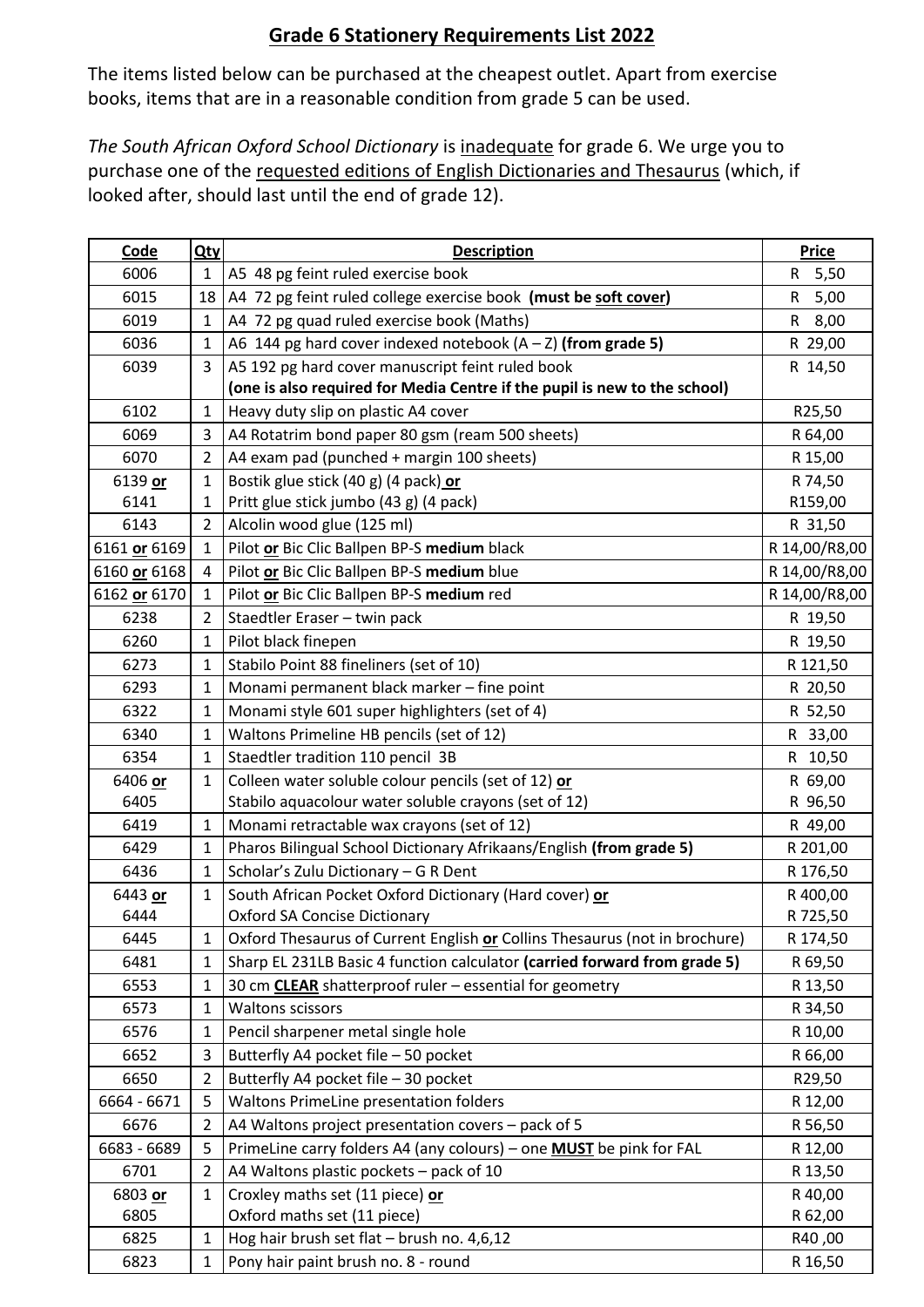## Grade 6 Stationery Requirements List 2022

The items listed below can be purchased at the cheapest outlet. Apart from exercise books, items that are in a reasonable condition from grade 5 can be used.

*The South African Oxford School Dictionary* is inadequate for grade 6. We urge you to purchase one of the requested editions of English Dictionaries and Thesaurus (which, if looked after, should last until the end of grade 12).

| Code | Qty | Description | Price |
|---|---|---|---|
| 6006 | 1 | A5 48 pg feint ruled exercise book | R 5,50 |
| 6015 | 18 | A4 72 pg feint ruled college exercise book **(must be soft cover)** | R 5,00 |
| 6019 | 1 | A4 72 pg quad ruled exercise book (Maths) | R 8,00 |
| 6036 | 1 | A6 144 pg hard cover indexed notebook (A – Z) **(from grade 5)** | R 29,00 |
| 6039 | 3 | A5 192 pg hard cover manuscript feint ruled book **(one is also required for Media Centre if the pupil is new to the school)** | R 14,50 |
| 6102 | 1 | Heavy duty slip on plastic A4 cover | R25,50 |
| 6069 | 3 | A4 Rotatrim bond paper 80 gsm (ream 500 sheets) | R 64,00 |
| 6070 | 2 | A4 exam pad (punched + margin 100 sheets) | R 15,00 |
| 6139 **or** | 1 | Bostik glue stick (40 g) (4 pack) **or** | R 74,50 |
| 6141 | 1 | Pritt glue stick jumbo (43 g) (4 pack) | R159,00 |
| 6143 | 2 | Alcolin wood glue (125 ml) | R 31,50 |
| 6161 **or** 6169 | 1 | Pilot **or** Bic Clic Ballpen BP-S **medium** black | R 14,00/R8,00 |
| 6160 **or** 6168 | 4 | Pilot **or** Bic Clic Ballpen BP-S **medium** blue | R 14,00/R8,00 |
| 6162 **or** 6170 | 1 | Pilot **or** Bic Clic Ballpen BP-S **medium** red | R 14,00/R8,00 |
| 6238 | 2 | Staedtler Eraser – twin pack | R 19,50 |
| 6260 | 1 | Pilot black finepen | R 19,50 |
| 6273 | 1 | Stabilo Point 88 fineliners (set of 10) | R 121,50 |
| 6293 | 1 | Monami permanent black marker – fine point | R 20,50 |
| 6322 | 1 | Monami style 601 super highlighters (set of 4) | R 52,50 |
| 6340 | 1 | Waltons Primeline HB pencils (set of 12) | R 33,00 |
| 6354 | 1 | Staedtler tradition 110 pencil 3B | R 10,50 |
| 6406 **or** 6405 | 1 | Colleen water soluble colour pencils (set of 12) **or** Stabilo aquacolour water soluble crayons (set of 12) | R 69,00 / R 96,50 |
| 6419 | 1 | Monami retractable wax crayons (set of 12) | R 49,00 |
| 6429 | 1 | Pharos Bilingual School Dictionary Afrikaans/English **(from grade 5)** | R 201,00 |
| 6436 | 1 | Scholar's Zulu Dictionary – G R Dent | R 176,50 |
| 6443 **or** 6444 | 1 | South African Pocket Oxford Dictionary (Hard cover) **or** Oxford SA Concise Dictionary | R 400,00 / R 725,50 |
| 6445 | 1 | Oxford Thesaurus of Current English **or** Collins Thesaurus (not in brochure) | R 174,50 |
| 6481 | 1 | Sharp EL 231LB Basic 4 function calculator **(carried forward from grade 5)** | R 69,50 |
| 6553 | 1 | 30 cm **CLEAR** shatterproof ruler – essential for geometry | R 13,50 |
| 6573 | 1 | Waltons scissors | R 34,50 |
| 6576 | 1 | Pencil sharpener metal single hole | R 10,00 |
| 6652 | 3 | Butterfly A4 pocket file – 50 pocket | R 66,00 |
| 6650 | 2 | Butterfly A4 pocket file – 30 pocket | R29,50 |
| 6664 - 6671 | 5 | Waltons PrimeLine presentation folders | R 12,00 |
| 6676 | 2 | A4 Waltons project presentation covers – pack of 5 | R 56,50 |
| 6683 - 6689 | 5 | PrimeLine carry folders A4 (any colours) – one **MUST** be pink for FAL | R 12,00 |
| 6701 | 2 | A4 Waltons plastic pockets – pack of 10 | R 13,50 |
| 6803 **or** 6805 | 1 | Croxley maths set (11 piece) **or** Oxford maths set (11 piece) | R 40,00 / R 62,00 |
| 6825 | 1 | Hog hair brush set flat – brush no. 4,6,12 | R40 ,00 |
| 6823 | 1 | Pony hair paint brush no. 8 - round | R 16,50 |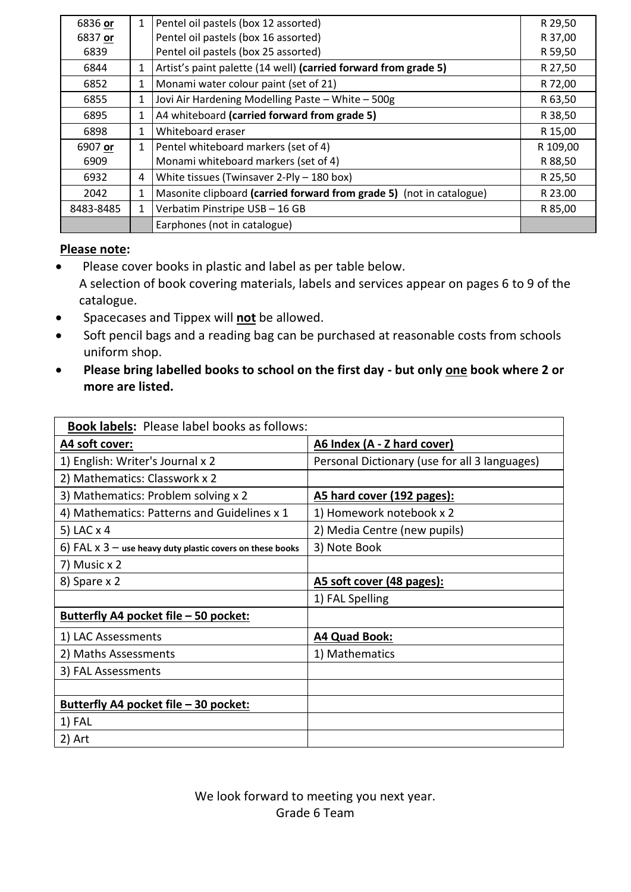| | | | |
|---|---|---|---|
| 6836 **or**<br>6837 **or**<br>6839 | 1 | Pentel oil pastels (box 12 assorted)<br>Pentel oil pastels (box 16 assorted)<br>Pentel oil pastels (box 25 assorted) | R 29,50<br>R 37,00<br>R 59,50 |
| 6844 | 1 | Artist's paint palette (14 well) **(carried forward from grade 5)** | R 27,50 |
| 6852 | 1 | Monami water colour paint (set of 21) | R 72,00 |
| 6855 | 1 | Jovi Air Hardening Modelling Paste – White – 500g | R 63,50 |
| 6895 | 1 | A4 whiteboard **(carried forward from grade 5)** | R 38,50 |
| 6898 | 1 | Whiteboard eraser | R 15,00 |
| 6907 **or**<br>6909 | 1 | Pentel whiteboard markers (set of 4)<br>Monami whiteboard markers (set of 4) | R 109,00<br>R 88,50 |
| 6932 | 4 | White tissues (Twinsaver 2-Ply – 180 box) | R 25,50 |
| 2042 | 1 | Masonite clipboard **(carried forward from grade 5)** (not in catalogue) | R 23.00 |
| 8483-8485 | 1 | Verbatim Pinstripe USB – 16 GB | R 85,00 |
| | | Earphones (not in catalogue) | |

**Please note:**

- Please cover books in plastic and label as per table below.
  A selection of book covering materials, labels and services appear on pages 6 to 9 of the catalogue.
- Spacecases and Tippex will **not** be allowed.
- Soft pencil bags and a reading bag can be purchased at reasonable costs from schools uniform shop.
- **Please bring labelled books to school on the first day - but only one book where 2 or more are listed.**

| **Book labels:** Please label books as follows: | |
|---|---|
| **A4 soft cover:** | **A6 Index (A - Z hard cover)** |
| 1) English: Writer's Journal x 2 | Personal Dictionary (use for all 3 languages) |
| 2) Mathematics: Classwork x 2 | |
| 3) Mathematics: Problem solving x 2 | **A5 hard cover (192 pages):** |
| 4) Mathematics: Patterns and Guidelines x 1 | 1) Homework notebook x 2 |
| 5) LAC x 4 | 2) Media Centre (new pupils) |
| 6) FAL x 3 – use heavy duty plastic covers on these books | 3) Note Book |
| 7) Music x 2 | |
| 8) Spare x 2 | **A5 soft cover (48 pages):** |
| | 1) FAL Spelling |
| **Butterfly A4 pocket file – 50 pocket:** | |
| 1) LAC Assessments | **A4 Quad Book:** |
| 2) Maths Assessments | 1) Mathematics |
| 3) FAL Assessments | |
| | |
| **Butterfly A4 pocket file – 30 pocket:** | |
| 1) FAL | |
| 2) Art | |

We look forward to meeting you next year.
Grade 6 Team